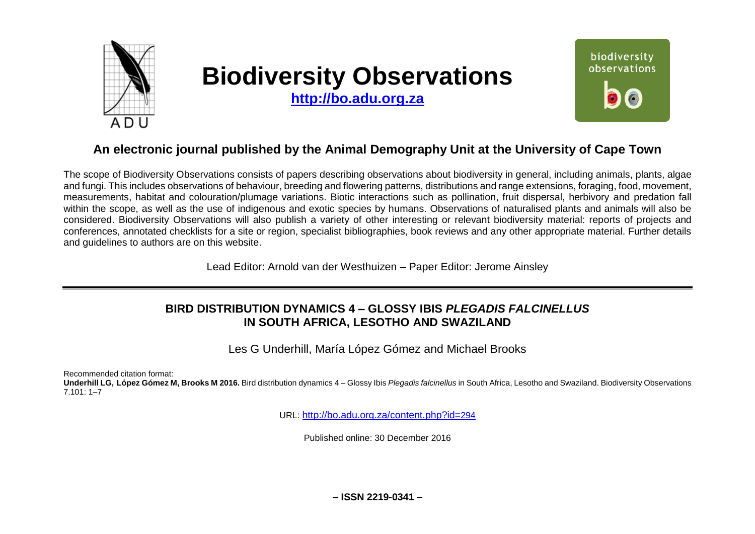# Biodiversity Observations

**http://bo.adu.org.za**

## An electronic journal published by the Animal Demography Unit at the University of Cape Town

The scope of Biodiversity Observations consists of papers describing observations about biodiversity in general, including animals, plants, algae and fungi. This includes observations of behaviour, breeding and flowering patterns, distributions and range extensions, foraging, food, movement, measurements, habitat and colouration/plumage variations. Biotic interactions such as pollination, fruit dispersal, herbivory and predation fall within the scope, as well as the use of indigenous and exotic species by humans. Observations of naturalised plants and animals will also be considered. Biodiversity Observations will also publish a variety of other interesting or relevant biodiversity material: reports of projects and conferences, annotated checklists for a site or region, specialist bibliographies, book reviews and any other appropriate material. Further details and guidelines to authors are on this website.

Lead Editor: Arnold van der Westhuizen – Paper Editor: Jerome Ainsley

---

# BIRD DISTRIBUTION DYNAMICS 4 – GLOSSY IBIS *PLEGADIS FALCINELLUS* IN SOUTH AFRICA, LESOTHO AND SWAZILAND

Les G Underhill, María López Gómez and Michael Brooks

Recommended citation format:
**Underhill LG, López Gómez M, Brooks M 2016.** Bird distribution dynamics 4 – Glossy Ibis *Plegadis falcinellus* in South Africa, Lesotho and Swaziland. Biodiversity Observations 7.101: 1–7

URL: http://bo.adu.org.za/content.php?id=294

Published online: 30 December 2016

**– ISSN 2219-0341 –**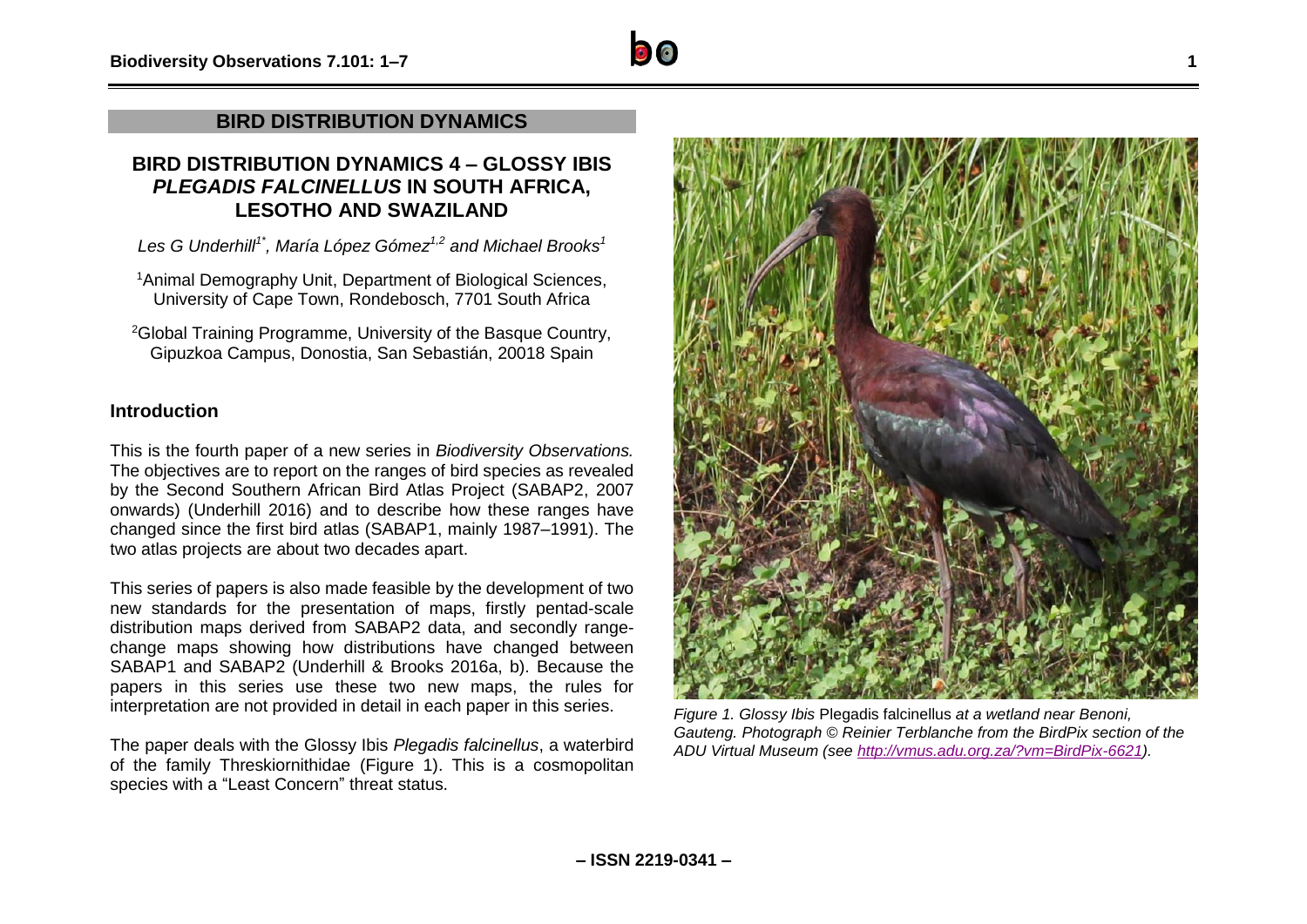## BIRD DISTRIBUTION DYNAMICS

# BIRD DISTRIBUTION DYNAMICS 4 – GLOSSY IBIS *PLEGADIS FALCINELLUS* IN SOUTH AFRICA, LESOTHO AND SWAZILAND

*Les G Underhill[1*], María López Gómez[1,2] and Michael Brooks[1]*

[1]Animal Demography Unit, Department of Biological Sciences, University of Cape Town, Rondebosch, 7701 South Africa

[2]Global Training Programme, University of the Basque Country, Gipuzkoa Campus, Donostia, San Sebastián, 20018 Spain

## Introduction

This is the fourth paper of a new series in *Biodiversity Observations.* The objectives are to report on the ranges of bird species as revealed by the Second Southern African Bird Atlas Project (SABAP2, 2007 onwards) (Underhill 2016) and to describe how these ranges have changed since the first bird atlas (SABAP1, mainly 1987–1991). The two atlas projects are about two decades apart.

This series of papers is also made feasible by the development of two new standards for the presentation of maps, firstly pentad-scale distribution maps derived from SABAP2 data, and secondly range-change maps showing how distributions have changed between SABAP1 and SABAP2 (Underhill & Brooks 2016a, b). Because the papers in this series use these two new maps, the rules for interpretation are not provided in detail in each paper in this series.

The paper deals with the Glossy Ibis *Plegadis falcinellus*, a waterbird of the family Threskiornithidae (Figure 1). This is a cosmopolitan species with a "Least Concern" threat status.

*Figure 1. Glossy Ibis* Plegadis falcinellus *at a wetland near Benoni, Gauteng. Photograph © Reinier Terblanche from the BirdPix section of the ADU Virtual Museum (see http://vmus.adu.org.za/?vm=BirdPix-6621).*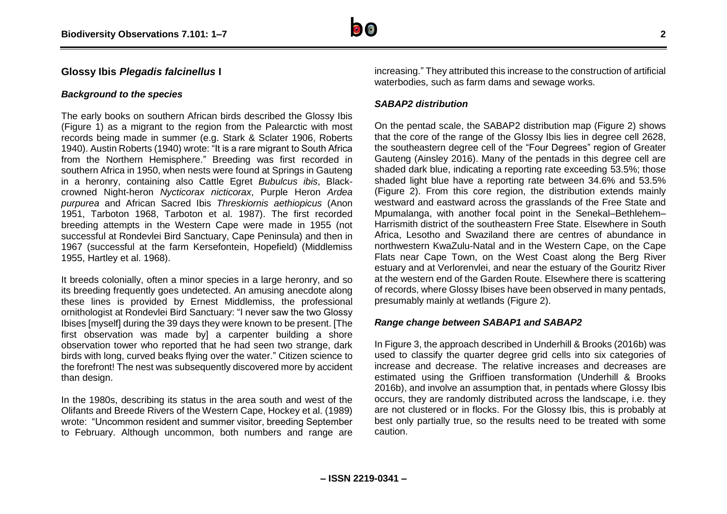## Glossy Ibis *Plegadis falcinellus* I

### *Background to the species*

The early books on southern African birds described the Glossy Ibis (Figure 1) as a migrant to the region from the Palearctic with most records being made in summer (e.g. Stark & Sclater 1906, Roberts 1940). Austin Roberts (1940) wrote: "It is a rare migrant to South Africa from the Northern Hemisphere." Breeding was first recorded in southern Africa in 1950, when nests were found at Springs in Gauteng in a heronry, containing also Cattle Egret *Bubulcus ibis*, Black-crowned Night-heron *Nycticorax nicticorax*, Purple Heron *Ardea purpurea* and African Sacred Ibis *Threskiornis aethiopicus* (Anon 1951, Tarboton 1968, Tarboton et al. 1987). The first recorded breeding attempts in the Western Cape were made in 1955 (not successful at Rondevlei Bird Sanctuary, Cape Peninsula) and then in 1967 (successful at the farm Kersefontein, Hopefield) (Middlemiss 1955, Hartley et al. 1968).

It breeds colonially, often a minor species in a large heronry, and so its breeding frequently goes undetected. An amusing anecdote along these lines is provided by Ernest Middlemiss, the professional ornithologist at Rondevlei Bird Sanctuary: "I never saw the two Glossy Ibises [myself] during the 39 days they were known to be present. [The first observation was made by] a carpenter building a shore observation tower who reported that he had seen two strange, dark birds with long, curved beaks flying over the water." Citizen science to the forefront! The nest was subsequently discovered more by accident than design.

In the 1980s, describing its status in the area south and west of the Olifants and Breede Rivers of the Western Cape, Hockey et al. (1989) wrote: "Uncommon resident and summer visitor, breeding September to February. Although uncommon, both numbers and range are increasing." They attributed this increase to the construction of artificial waterbodies, such as farm dams and sewage works.

### *SABAP2 distribution*

On the pentad scale, the SABAP2 distribution map (Figure 2) shows that the core of the range of the Glossy Ibis lies in degree cell 2628, the southeastern degree cell of the "Four Degrees" region of Greater Gauteng (Ainsley 2016). Many of the pentads in this degree cell are shaded dark blue, indicating a reporting rate exceeding 53.5%; those shaded light blue have a reporting rate between 34.6% and 53.5% (Figure 2). From this core region, the distribution extends mainly westward and eastward across the grasslands of the Free State and Mpumalanga, with another focal point in the Senekal–Bethlehem–Harrismith district of the southeastern Free State. Elsewhere in South Africa, Lesotho and Swaziland there are centres of abundance in northwestern KwaZulu-Natal and in the Western Cape, on the Cape Flats near Cape Town, on the West Coast along the Berg River estuary and at Verlorenvlei, and near the estuary of the Gouritz River at the western end of the Garden Route. Elsewhere there is scattering of records, where Glossy Ibises have been observed in many pentads, presumably mainly at wetlands (Figure 2).

### *Range change between SABAP1 and SABAP2*

In Figure 3, the approach described in Underhill & Brooks (2016b) was used to classify the quarter degree grid cells into six categories of increase and decrease. The relative increases and decreases are estimated using the Griffioen transformation (Underhill & Brooks 2016b), and involve an assumption that, in pentads where Glossy Ibis occurs, they are randomly distributed across the landscape, i.e. they are not clustered or in flocks. For the Glossy Ibis, this is probably at best only partially true, so the results need to be treated with some caution.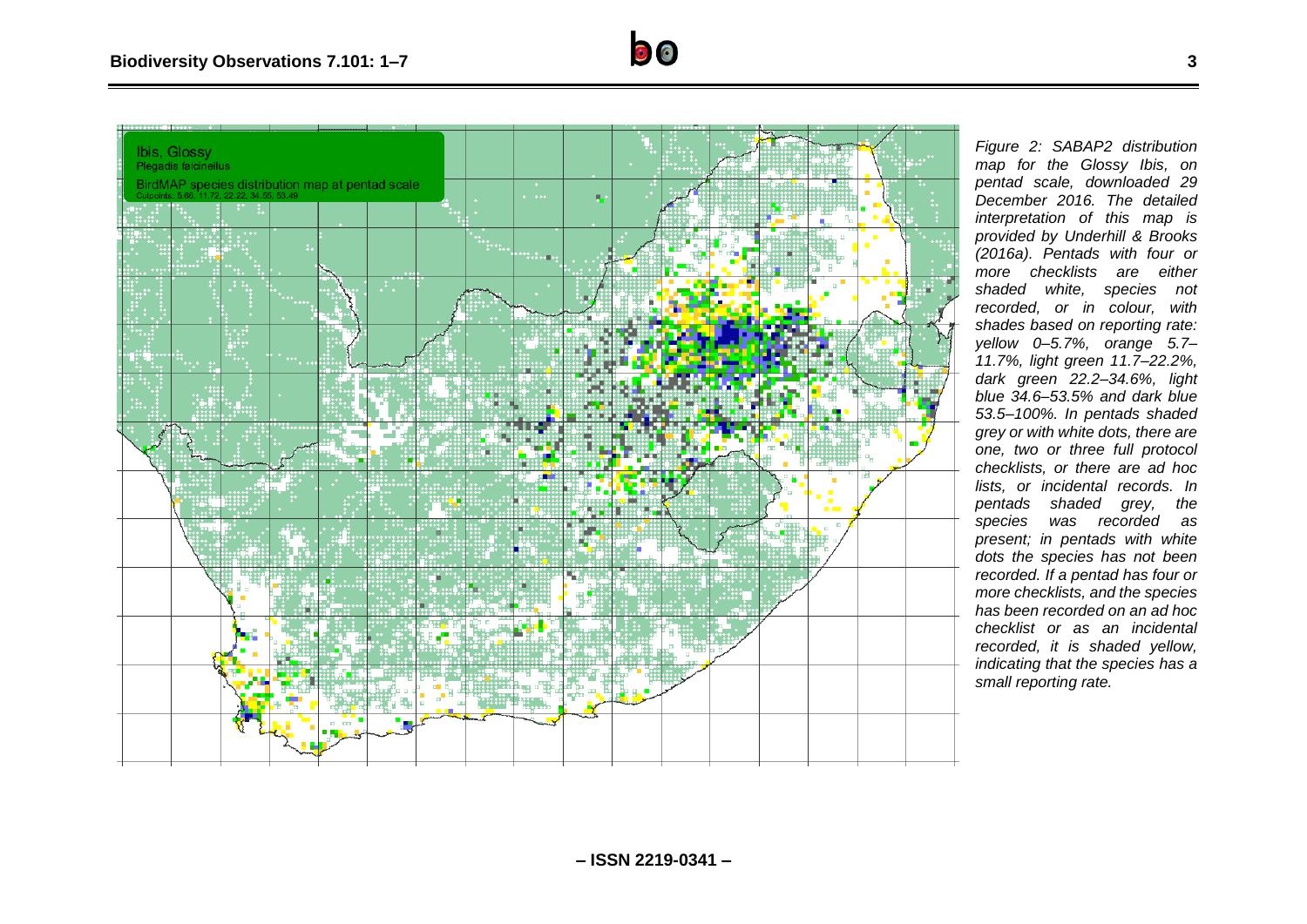*Figure 2: SABAP2 distribution map for the Glossy Ibis, on pentad scale, downloaded 29 December 2016. The detailed interpretation of this map is provided by Underhill & Brooks (2016a). Pentads with four or more checklists are either shaded white, species not recorded, or in colour, with shades based on reporting rate: yellow 0–5.7%, orange 5.7–11.7%, light green 11.7–22.2%, dark green 22.2–34.6%, light blue 34.6–53.5% and dark blue 53.5–100%. In pentads shaded grey or with white dots, there are one, two or three full protocol checklists, or there are ad hoc lists, or incidental records. In pentads shaded grey, the species was recorded as present; in pentads with white dots the species has not been recorded. If a pentad has four or more checklists, and the species has been recorded on an ad hoc checklist or as an incidental recorded, it is shaded yellow, indicating that the species has a small reporting rate.*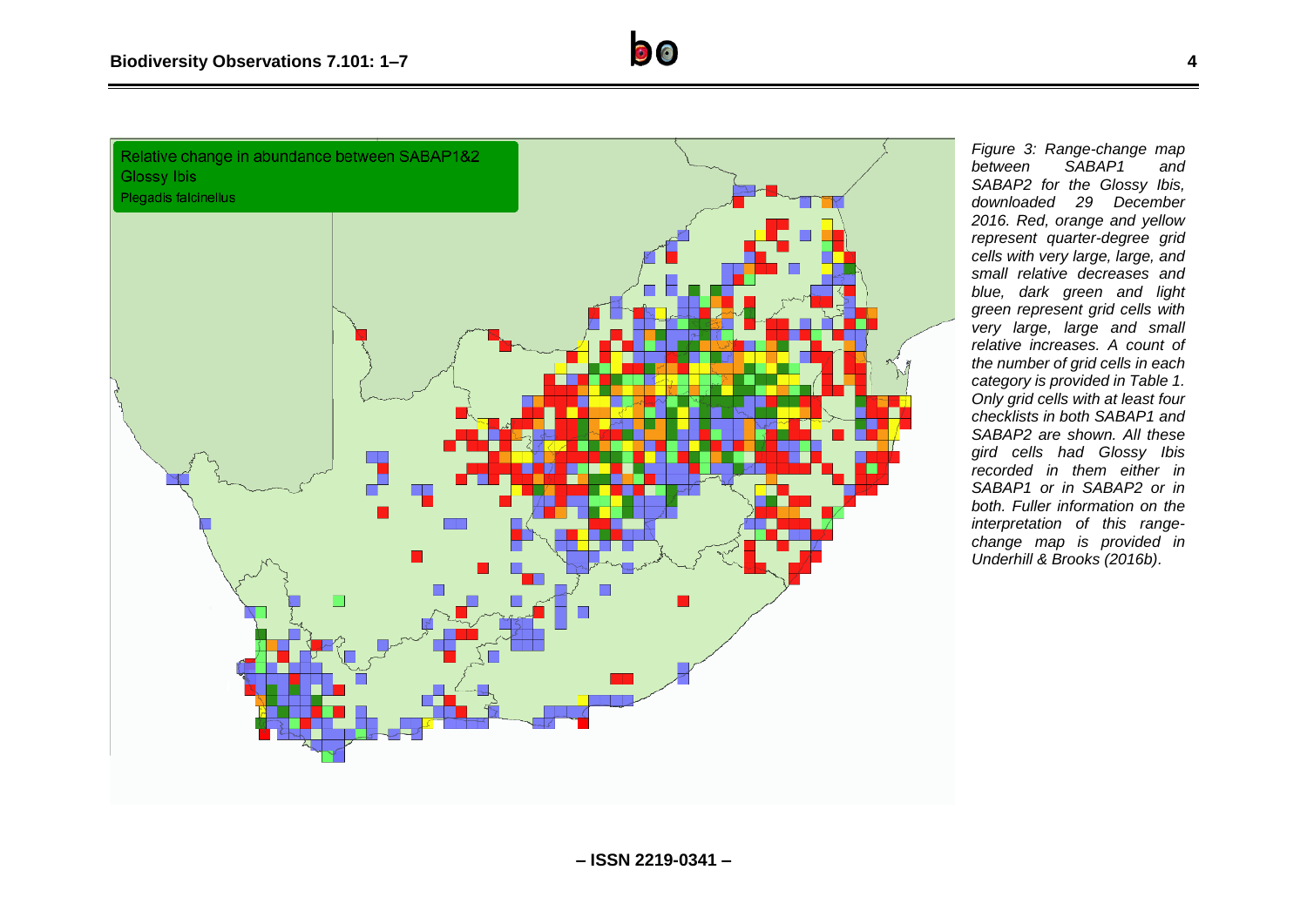Relative change in abundance between SABAP1&2
Glossy Ibis
Plegadis falcinellus

*Figure 3: Range-change map between SABAP1 and SABAP2 for the Glossy Ibis, downloaded 29 December 2016. Red, orange and yellow represent quarter-degree grid cells with very large, large, and small relative decreases and blue, dark green and light green represent grid cells with very large, large and small relative increases. A count of the number of grid cells in each category is provided in Table 1. Only grid cells with at least four checklists in both SABAP1 and SABAP2 are shown. All these gird cells had Glossy Ibis recorded in them either in SABAP1 or in SABAP2 or in both. Fuller information on the interpretation of this range-change map is provided in Underhill & Brooks (2016b).*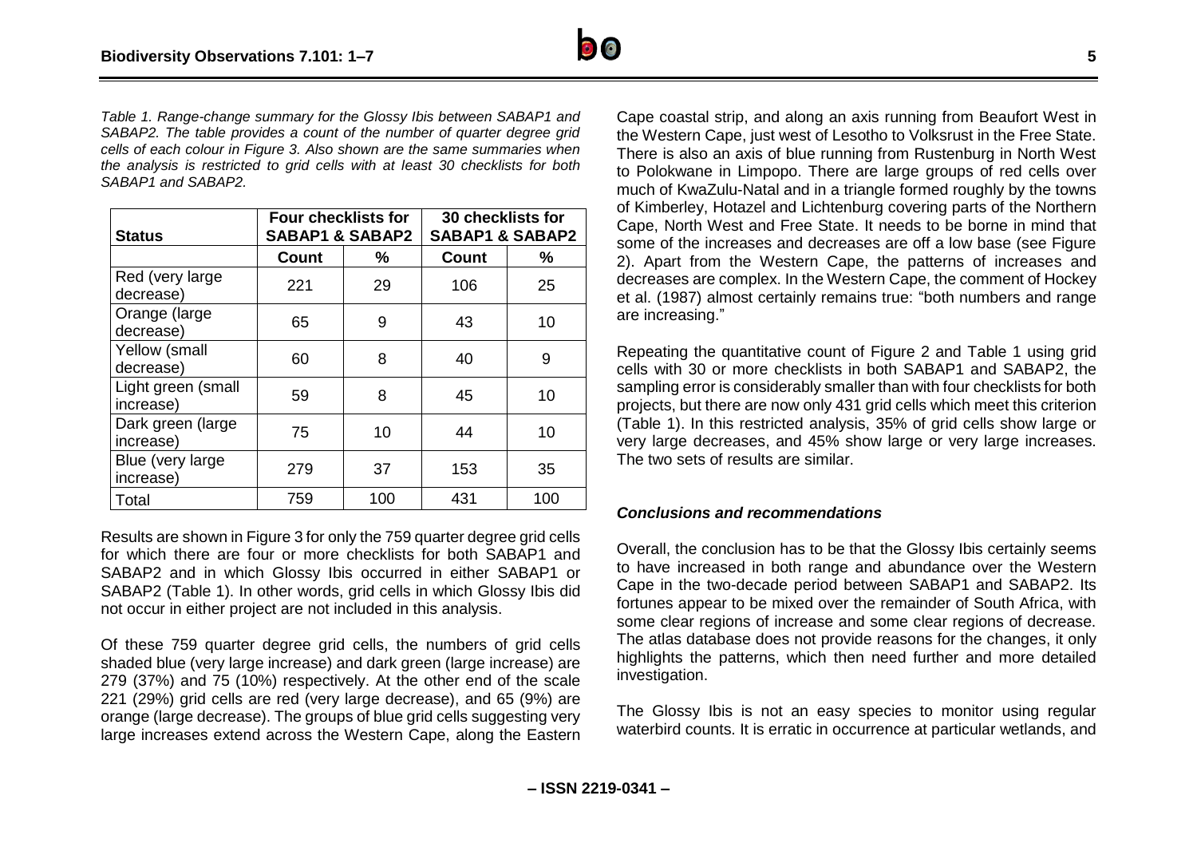*Table 1. Range-change summary for the Glossy Ibis between SABAP1 and SABAP2. The table provides a count of the number of quarter degree grid cells of each colour in Figure 3. Also shown are the same summaries when the analysis is restricted to grid cells with at least 30 checklists for both SABAP1 and SABAP2.*

| Status | Four checklists for SABAP1 & SABAP2 | | 30 checklists for SABAP1 & SABAP2 | |
|---|---|---|---|---|
| | Count | % | Count | % |
| Red (very large decrease) | 221 | 29 | 106 | 25 |
| Orange (large decrease) | 65 | 9 | 43 | 10 |
| Yellow (small decrease) | 60 | 8 | 40 | 9 |
| Light green (small increase) | 59 | 8 | 45 | 10 |
| Dark green (large increase) | 75 | 10 | 44 | 10 |
| Blue (very large increase) | 279 | 37 | 153 | 35 |
| Total | 759 | 100 | 431 | 100 |

Results are shown in Figure 3 for only the 759 quarter degree grid cells for which there are four or more checklists for both SABAP1 and SABAP2 and in which Glossy Ibis occurred in either SABAP1 or SABAP2 (Table 1). In other words, grid cells in which Glossy Ibis did not occur in either project are not included in this analysis.

Of these 759 quarter degree grid cells, the numbers of grid cells shaded blue (very large increase) and dark green (large increase) are 279 (37%) and 75 (10%) respectively. At the other end of the scale 221 (29%) grid cells are red (very large decrease), and 65 (9%) are orange (large decrease). The groups of blue grid cells suggesting very large increases extend across the Western Cape, along the Eastern Cape coastal strip, and along an axis running from Beaufort West in the Western Cape, just west of Lesotho to Volksrust in the Free State. There is also an axis of blue running from Rustenburg in North West to Polokwane in Limpopo. There are large groups of red cells over much of KwaZulu-Natal and in a triangle formed roughly by the towns of Kimberley, Hotazel and Lichtenburg covering parts of the Northern Cape, North West and Free State. It needs to be borne in mind that some of the increases and decreases are off a low base (see Figure 2). Apart from the Western Cape, the patterns of increases and decreases are complex. In the Western Cape, the comment of Hockey et al. (1987) almost certainly remains true: "both numbers and range are increasing."

Repeating the quantitative count of Figure 2 and Table 1 using grid cells with 30 or more checklists in both SABAP1 and SABAP2, the sampling error is considerably smaller than with four checklists for both projects, but there are now only 431 grid cells which meet this criterion (Table 1). In this restricted analysis, 35% of grid cells show large or very large decreases, and 45% show large or very large increases. The two sets of results are similar.

### *Conclusions and recommendations*

Overall, the conclusion has to be that the Glossy Ibis certainly seems to have increased in both range and abundance over the Western Cape in the two-decade period between SABAP1 and SABAP2. Its fortunes appear to be mixed over the remainder of South Africa, with some clear regions of increase and some clear regions of decrease. The atlas database does not provide reasons for the changes, it only highlights the patterns, which then need further and more detailed investigation.

The Glossy Ibis is not an easy species to monitor using regular waterbird counts. It is erratic in occurrence at particular wetlands, and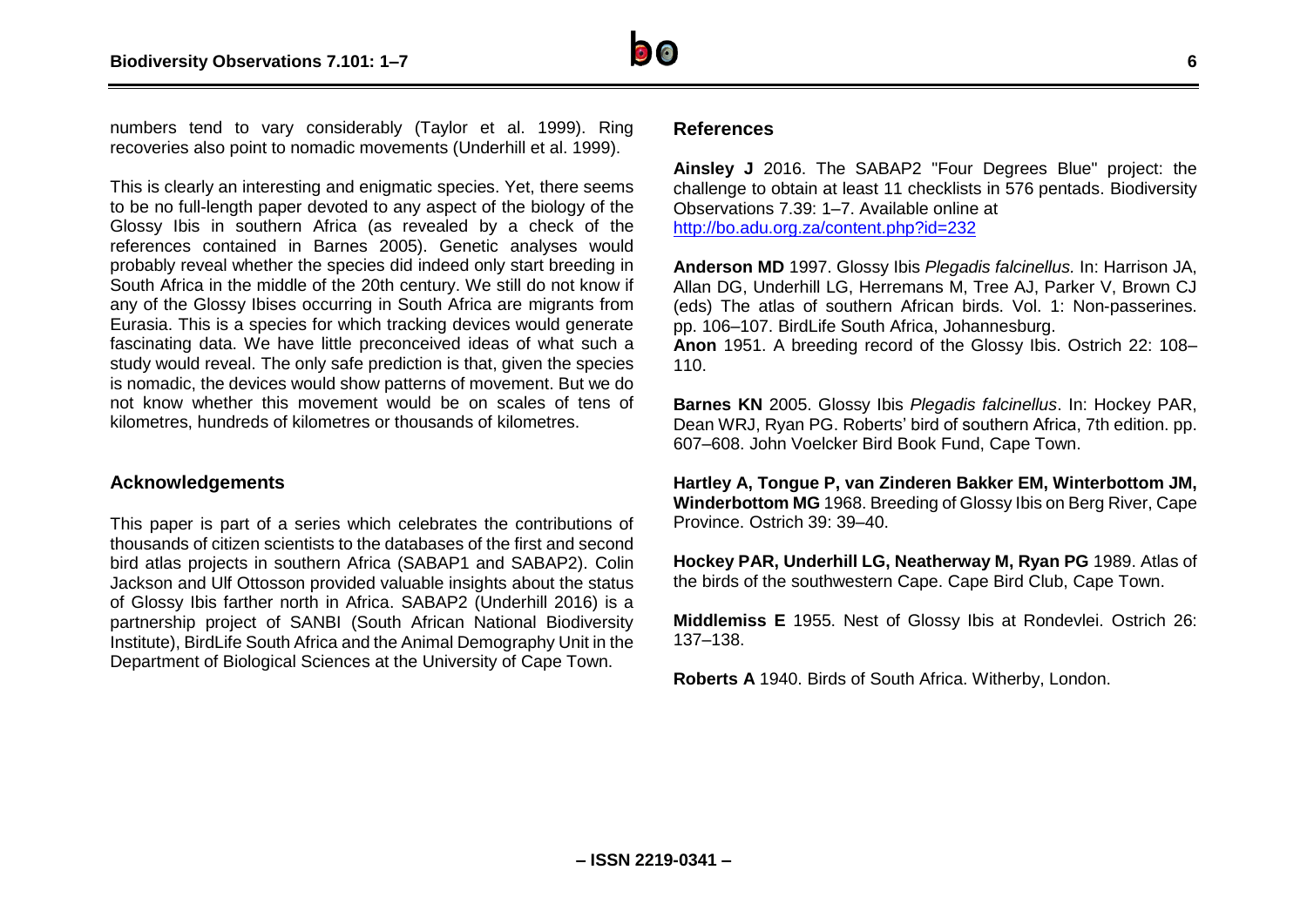numbers tend to vary considerably (Taylor et al. 1999). Ring recoveries also point to nomadic movements (Underhill et al. 1999).

This is clearly an interesting and enigmatic species. Yet, there seems to be no full-length paper devoted to any aspect of the biology of the Glossy Ibis in southern Africa (as revealed by a check of the references contained in Barnes 2005). Genetic analyses would probably reveal whether the species did indeed only start breeding in South Africa in the middle of the 20th century. We still do not know if any of the Glossy Ibises occurring in South Africa are migrants from Eurasia. This is a species for which tracking devices would generate fascinating data. We have little preconceived ideas of what such a study would reveal. The only safe prediction is that, given the species is nomadic, the devices would show patterns of movement. But we do not know whether this movement would be on scales of tens of kilometres, hundreds of kilometres or thousands of kilometres.

## Acknowledgements

This paper is part of a series which celebrates the contributions of thousands of citizen scientists to the databases of the first and second bird atlas projects in southern Africa (SABAP1 and SABAP2). Colin Jackson and Ulf Ottosson provided valuable insights about the status of Glossy Ibis farther north in Africa. SABAP2 (Underhill 2016) is a partnership project of SANBI (South African National Biodiversity Institute), BirdLife South Africa and the Animal Demography Unit in the Department of Biological Sciences at the University of Cape Town.

## References

**Ainsley J** 2016. The SABAP2 "Four Degrees Blue" project: the challenge to obtain at least 11 checklists in 576 pentads. Biodiversity Observations 7.39: 1–7. Available online at http://bo.adu.org.za/content.php?id=232

**Anderson MD** 1997. Glossy Ibis *Plegadis falcinellus.* In: Harrison JA, Allan DG, Underhill LG, Herremans M, Tree AJ, Parker V, Brown CJ (eds) The atlas of southern African birds. Vol. 1: Non-passerines. pp. 106–107. BirdLife South Africa, Johannesburg.

**Anon** 1951. A breeding record of the Glossy Ibis. Ostrich 22: 108–110.

**Barnes KN** 2005. Glossy Ibis *Plegadis falcinellus*. In: Hockey PAR, Dean WRJ, Ryan PG. Roberts' bird of southern Africa, 7th edition. pp. 607–608. John Voelcker Bird Book Fund, Cape Town.

**Hartley A, Tongue P, van Zinderen Bakker EM, Winterbottom JM, Winderbottom MG** 1968. Breeding of Glossy Ibis on Berg River, Cape Province. Ostrich 39: 39–40.

**Hockey PAR, Underhill LG, Neatherway M, Ryan PG** 1989. Atlas of the birds of the southwestern Cape. Cape Bird Club, Cape Town.

**Middlemiss E** 1955. Nest of Glossy Ibis at Rondevlei. Ostrich 26: 137–138.

**Roberts A** 1940. Birds of South Africa. Witherby, London.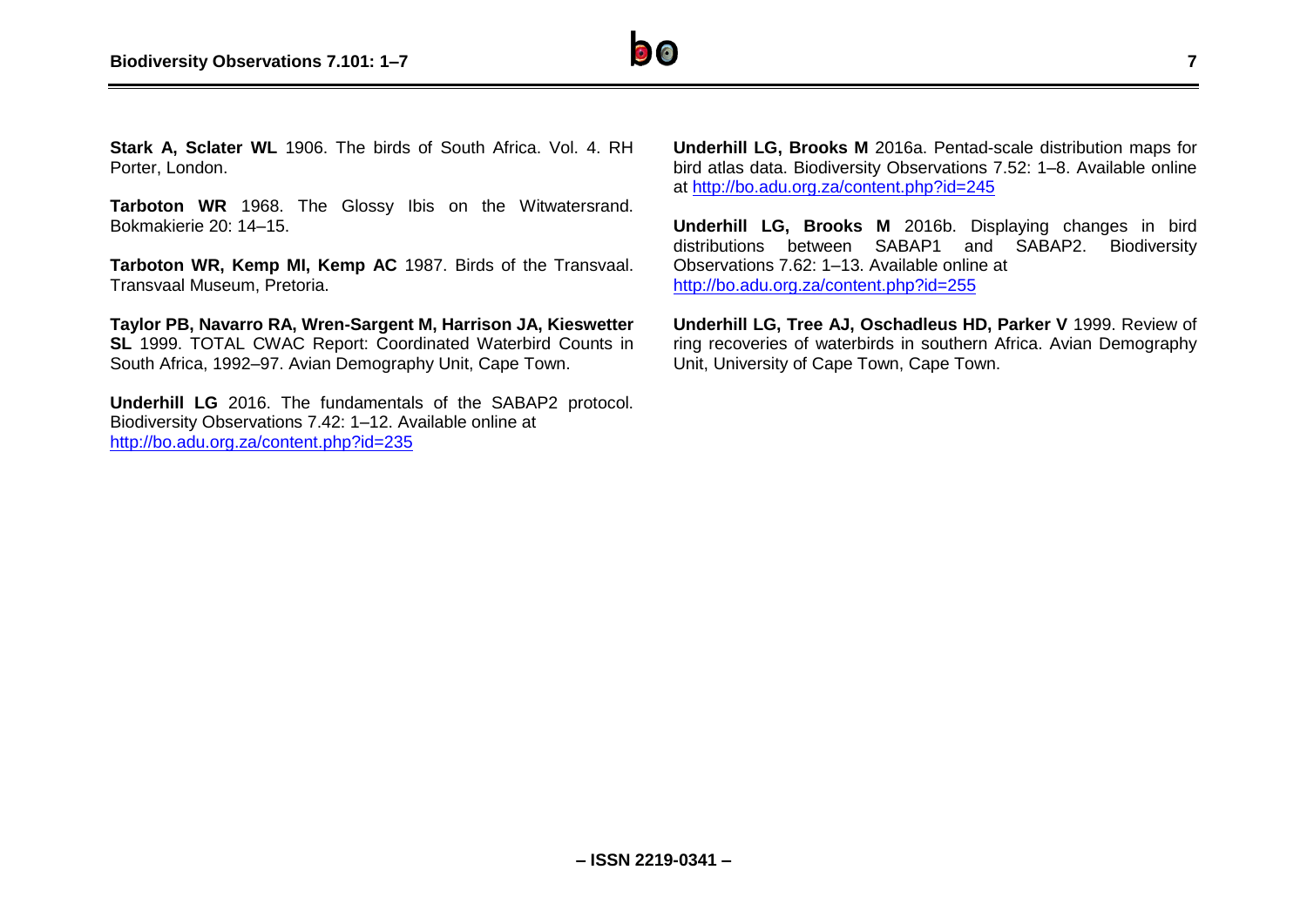**Stark A, Sclater WL** 1906. The birds of South Africa. Vol. 4. RH Porter, London.

**Tarboton WR** 1968. The Glossy Ibis on the Witwatersrand. Bokmakierie 20: 14–15.

**Tarboton WR, Kemp MI, Kemp AC** 1987. Birds of the Transvaal. Transvaal Museum, Pretoria.

**Taylor PB, Navarro RA, Wren-Sargent M, Harrison JA, Kieswetter SL** 1999. TOTAL CWAC Report: Coordinated Waterbird Counts in South Africa, 1992–97. Avian Demography Unit, Cape Town.

**Underhill LG** 2016. The fundamentals of the SABAP2 protocol. Biodiversity Observations 7.42: 1–12. Available online at http://bo.adu.org.za/content.php?id=235

**Underhill LG, Brooks M** 2016a. Pentad-scale distribution maps for bird atlas data. Biodiversity Observations 7.52: 1–8. Available online at http://bo.adu.org.za/content.php?id=245

**Underhill LG, Brooks M** 2016b. Displaying changes in bird distributions between SABAP1 and SABAP2. Biodiversity Observations 7.62: 1–13. Available online at http://bo.adu.org.za/content.php?id=255

**Underhill LG, Tree AJ, Oschadleus HD, Parker V** 1999. Review of ring recoveries of waterbirds in southern Africa. Avian Demography Unit, University of Cape Town, Cape Town.